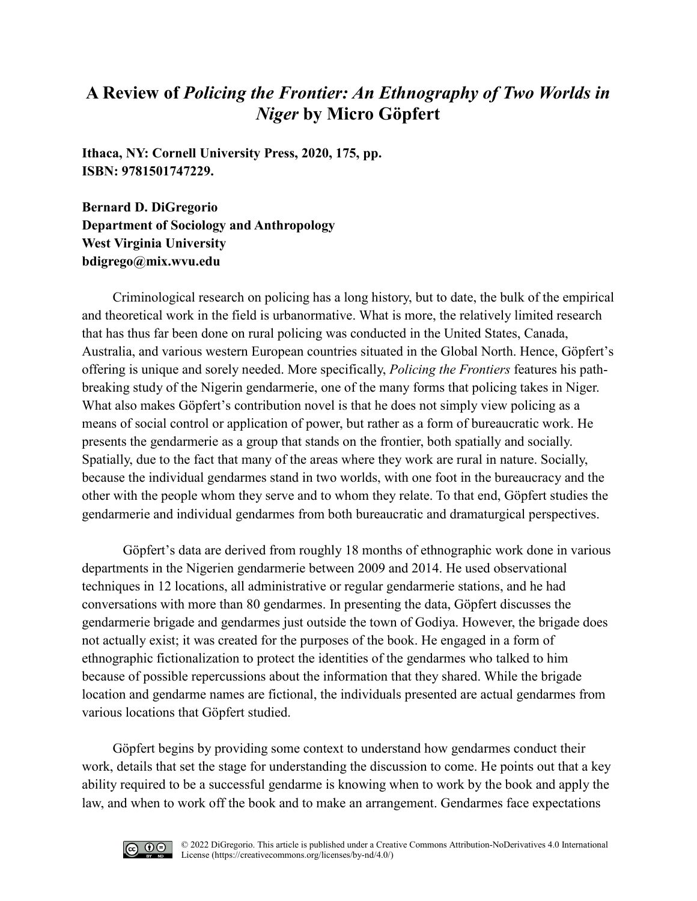# A Review of *Policing the Frontier: An Ethnography of Two Worlds in Niger* by Micro Göpfert

**Ithaca, NY: Cornell University Press, 2020, 175, pp.**
**ISBN: 9781501747229.**

**Bernard D. DiGregorio**
**Department of Sociology and Anthropology**
**West Virginia University**
**bdigrego@mix.wvu.edu**

Criminological research on policing has a long history, but to date, the bulk of the empirical and theoretical work in the field is urbanormative. What is more, the relatively limited research that has thus far been done on rural policing was conducted in the United States, Canada, Australia, and various western European countries situated in the Global North. Hence, Göpfert's offering is unique and sorely needed. More specifically, *Policing the Frontiers* features his path-breaking study of the Nigerin gendarmerie, one of the many forms that policing takes in Niger. What also makes Göpfert's contribution novel is that he does not simply view policing as a means of social control or application of power, but rather as a form of bureaucratic work. He presents the gendarmerie as a group that stands on the frontier, both spatially and socially. Spatially, due to the fact that many of the areas where they work are rural in nature. Socially, because the individual gendarmes stand in two worlds, with one foot in the bureaucracy and the other with the people whom they serve and to whom they relate. To that end, Göpfert studies the gendarmerie and individual gendarmes from both bureaucratic and dramaturgical perspectives.

Göpfert's data are derived from roughly 18 months of ethnographic work done in various departments in the Nigerien gendarmerie between 2009 and 2014. He used observational techniques in 12 locations, all administrative or regular gendarmerie stations, and he had conversations with more than 80 gendarmes. In presenting the data, Göpfert discusses the gendarmerie brigade and gendarmes just outside the town of Godiya. However, the brigade does not actually exist; it was created for the purposes of the book. He engaged in a form of ethnographic fictionalization to protect the identities of the gendarmes who talked to him because of possible repercussions about the information that they shared. While the brigade location and gendarme names are fictional, the individuals presented are actual gendarmes from various locations that Göpfert studied.

Göpfert begins by providing some context to understand how gendarmes conduct their work, details that set the stage for understanding the discussion to come. He points out that a key ability required to be a successful gendarme is knowing when to work by the book and apply the law, and when to work off the book and to make an arrangement. Gendarmes face expectations

© 2022 DiGregorio. This article is published under a Creative Commons Attribution-NoDerivatives 4.0 International License (https://creativecommons.org/licenses/by-nd/4.0/)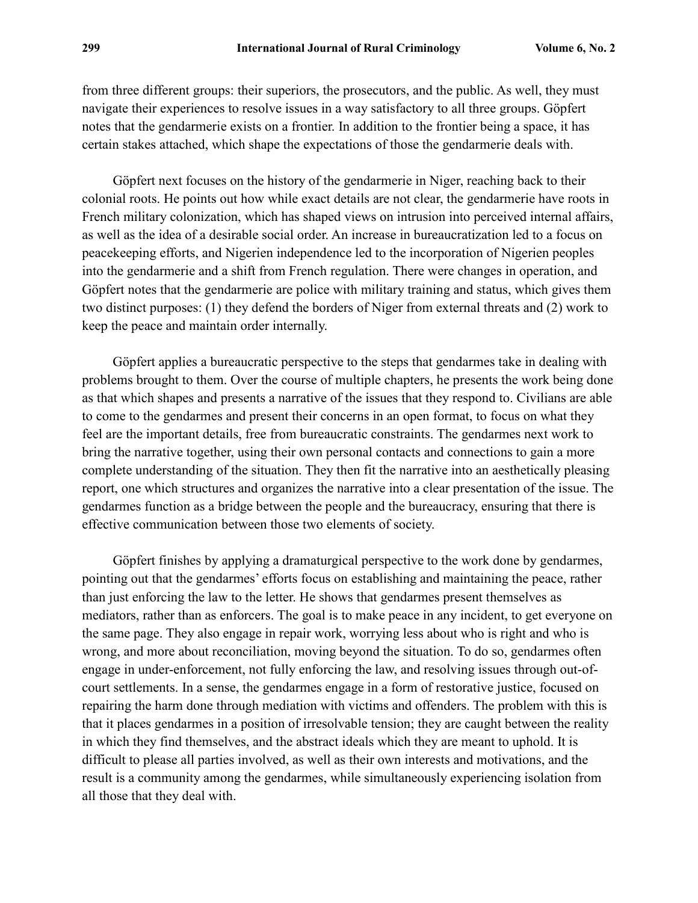from three different groups: their superiors, the prosecutors, and the public. As well, they must navigate their experiences to resolve issues in a way satisfactory to all three groups. Göpfert notes that the gendarmerie exists on a frontier. In addition to the frontier being a space, it has certain stakes attached, which shape the expectations of those the gendarmerie deals with.

Göpfert next focuses on the history of the gendarmerie in Niger, reaching back to their colonial roots. He points out how while exact details are not clear, the gendarmerie have roots in French military colonization, which has shaped views on intrusion into perceived internal affairs, as well as the idea of a desirable social order. An increase in bureaucratization led to a focus on peacekeeping efforts, and Nigerien independence led to the incorporation of Nigerien peoples into the gendarmerie and a shift from French regulation. There were changes in operation, and Göpfert notes that the gendarmerie are police with military training and status, which gives them two distinct purposes: (1) they defend the borders of Niger from external threats and (2) work to keep the peace and maintain order internally.

Göpfert applies a bureaucratic perspective to the steps that gendarmes take in dealing with problems brought to them. Over the course of multiple chapters, he presents the work being done as that which shapes and presents a narrative of the issues that they respond to. Civilians are able to come to the gendarmes and present their concerns in an open format, to focus on what they feel are the important details, free from bureaucratic constraints. The gendarmes next work to bring the narrative together, using their own personal contacts and connections to gain a more complete understanding of the situation. They then fit the narrative into an aesthetically pleasing report, one which structures and organizes the narrative into a clear presentation of the issue. The gendarmes function as a bridge between the people and the bureaucracy, ensuring that there is effective communication between those two elements of society.

Göpfert finishes by applying a dramaturgical perspective to the work done by gendarmes, pointing out that the gendarmes' efforts focus on establishing and maintaining the peace, rather than just enforcing the law to the letter. He shows that gendarmes present themselves as mediators, rather than as enforcers. The goal is to make peace in any incident, to get everyone on the same page. They also engage in repair work, worrying less about who is right and who is wrong, and more about reconciliation, moving beyond the situation. To do so, gendarmes often engage in under-enforcement, not fully enforcing the law, and resolving issues through out-of-court settlements. In a sense, the gendarmes engage in a form of restorative justice, focused on repairing the harm done through mediation with victims and offenders. The problem with this is that it places gendarmes in a position of irresolvable tension; they are caught between the reality in which they find themselves, and the abstract ideals which they are meant to uphold. It is difficult to please all parties involved, as well as their own interests and motivations, and the result is a community among the gendarmes, while simultaneously experiencing isolation from all those that they deal with.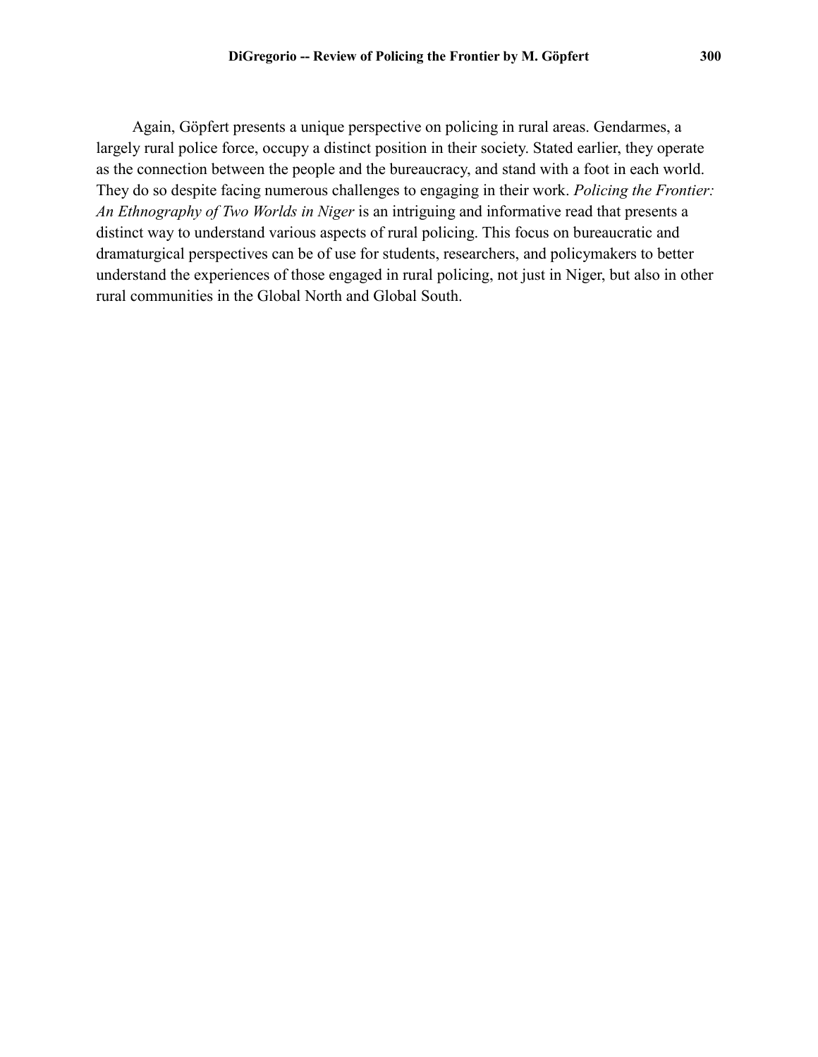Again, Göpfert presents a unique perspective on policing in rural areas. Gendarmes, a largely rural police force, occupy a distinct position in their society. Stated earlier, they operate as the connection between the people and the bureaucracy, and stand with a foot in each world. They do so despite facing numerous challenges to engaging in their work. *Policing the Frontier: An Ethnography of Two Worlds in Niger* is an intriguing and informative read that presents a distinct way to understand various aspects of rural policing. This focus on bureaucratic and dramaturgical perspectives can be of use for students, researchers, and policymakers to better understand the experiences of those engaged in rural policing, not just in Niger, but also in other rural communities in the Global North and Global South.